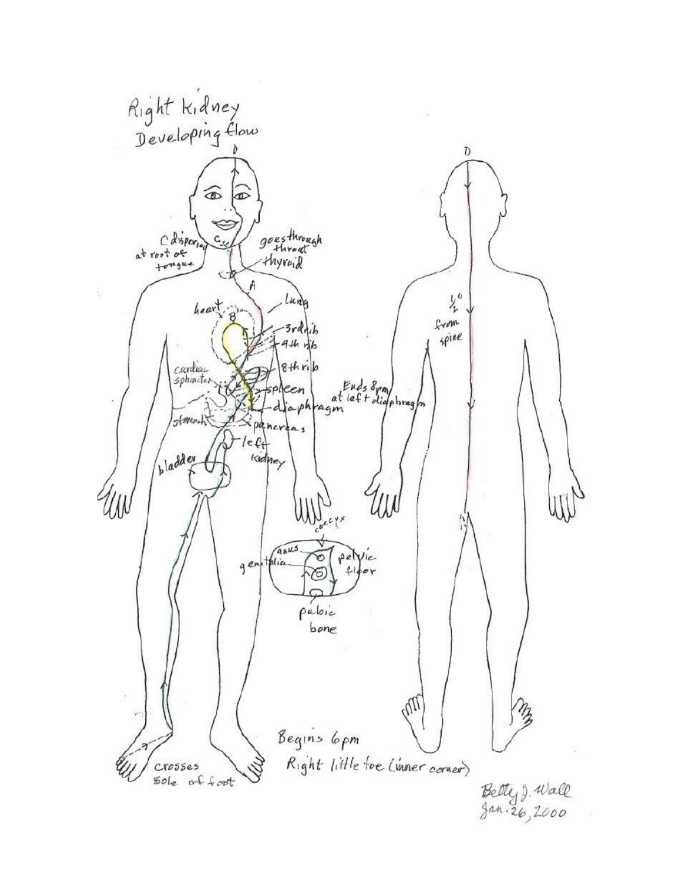# Right Kidney
## Developing flow

D

C disperses at root of tongue

C

goes through throat

thyroid

A

heart

B

lung

3rd rib

4th rib

8th rib

cardiac sphincter

spleen

Ends 8pm at left diaphragm

diaphragm

stomach

pancreas

left kidney

bladder

coccyx

anus

genitalia

pelvic floor

pubic bone

crosses sole of foot

Begins 6pm

Right little toe (inner corner)

D

½" from spine

Betty J. Wall
Jan. 26, 2000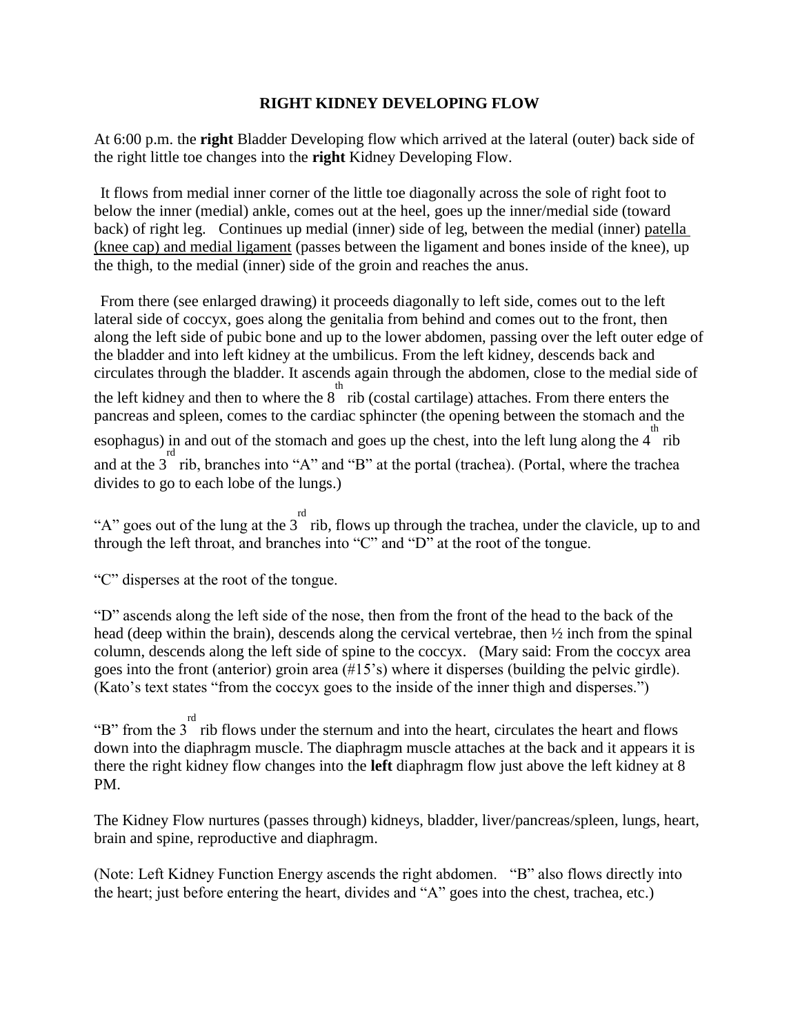# RIGHT KIDNEY DEVELOPING FLOW

At 6:00 p.m. the **right** Bladder Developing flow which arrived at the lateral (outer) back side of the right little toe changes into the **right** Kidney Developing Flow.

It flows from medial inner corner of the little toe diagonally across the sole of right foot to below the inner (medial) ankle, comes out at the heel, goes up the inner/medial side (toward back) of right leg. Continues up medial (inner) side of leg, between the medial (inner) patella (knee cap) and medial ligament (passes between the ligament and bones inside of the knee), up the thigh, to the medial (inner) side of the groin and reaches the anus.

From there (see enlarged drawing) it proceeds diagonally to left side, comes out to the left lateral side of coccyx, goes along the genitalia from behind and comes out to the front, then along the left side of pubic bone and up to the lower abdomen, passing over the left outer edge of the bladder and into left kidney at the umbilicus. From the left kidney, descends back and circulates through the bladder. It ascends again through the abdomen, close to the medial side of the left kidney and then to where the 8th rib (costal cartilage) attaches. From there enters the pancreas and spleen, comes to the cardiac sphincter (the opening between the stomach and the esophagus) in and out of the stomach and goes up the chest, into the left lung along the 4th rib and at the 3rd rib, branches into "A" and "B" at the portal (trachea). (Portal, where the trachea divides to go to each lobe of the lungs.)

"A" goes out of the lung at the 3rd rib, flows up through the trachea, under the clavicle, up to and through the left throat, and branches into "C" and "D" at the root of the tongue.

"C" disperses at the root of the tongue.

"D" ascends along the left side of the nose, then from the front of the head to the back of the head (deep within the brain), descends along the cervical vertebrae, then ½ inch from the spinal column, descends along the left side of spine to the coccyx. (Mary said: From the coccyx area goes into the front (anterior) groin area (#15's) where it disperses (building the pelvic girdle). (Kato's text states "from the coccyx goes to the inside of the inner thigh and disperses.")

"B" from the 3rd rib flows under the sternum and into the heart, circulates the heart and flows down into the diaphragm muscle. The diaphragm muscle attaches at the back and it appears it is there the right kidney flow changes into the **left** diaphragm flow just above the left kidney at 8 PM.

The Kidney Flow nurtures (passes through) kidneys, bladder, liver/pancreas/spleen, lungs, heart, brain and spine, reproductive and diaphragm.

(Note: Left Kidney Function Energy ascends the right abdomen. "B" also flows directly into the heart; just before entering the heart, divides and "A" goes into the chest, trachea, etc.)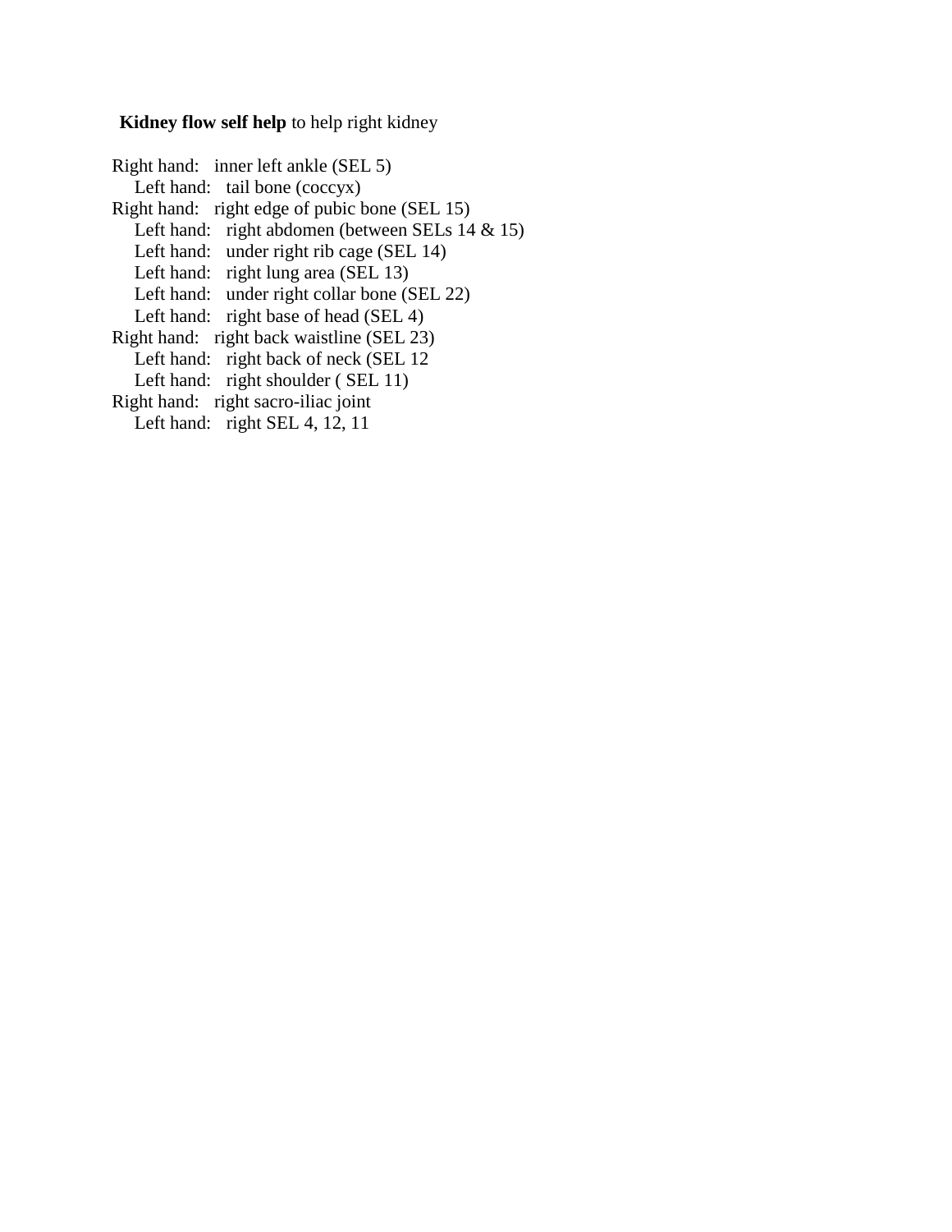**Kidney flow self help** to help right kidney

Right hand: inner left ankle (SEL 5)
  Left hand: tail bone (coccyx)
Right hand: right edge of pubic bone (SEL 15)
  Left hand: right abdomen (between SELs 14 & 15)
  Left hand: under right rib cage (SEL 14)
  Left hand: right lung area (SEL 13)
  Left hand: under right collar bone (SEL 22)
  Left hand: right base of head (SEL 4)
Right hand: right back waistline (SEL 23)
  Left hand: right back of neck (SEL 12
  Left hand: right shoulder ( SEL 11)
Right hand: right sacro-iliac joint
  Left hand: right SEL 4, 12, 11